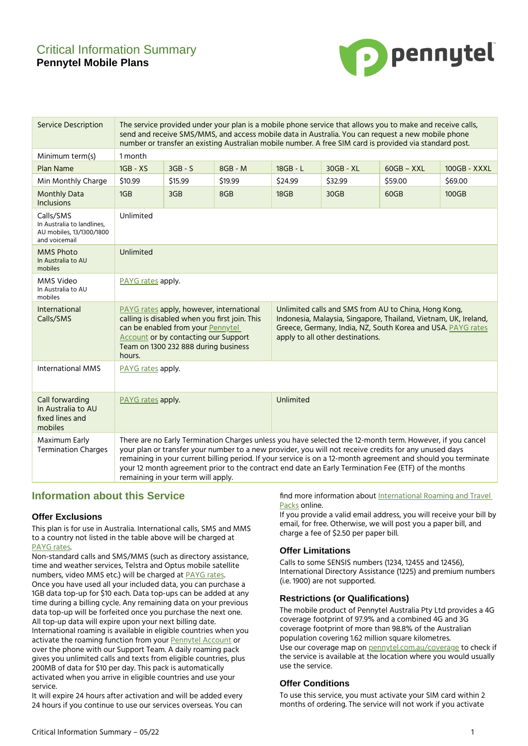# Critical Information Summary

## Pennytel Mobile Plans

| Service Description | The service provided under your plan is a mobile phone service that allows you to make and receive calls, send and receive SMS/MMS, and access mobile data in Australia. You can request a new mobile phone number or transfer an existing Australian mobile number. A free SIM card is provided via standard post. | | | | | | |
|---|---|---|---|---|---|---|---|
| Minimum term(s) | 1 month | | | | | | |
| Plan Name | 1GB - XS | 3GB - S | 8GB - M | 18GB - L | 30GB - XL | 60GB – XXL | 100GB - XXXL |
| Min Monthly Charge | $10.99 | $15.99 | $19.99 | $24.99 | $32.99 | $59.00 | $69.00 |
| Monthly Data Inclusions | 1GB | 3GB | 8GB | 18GB | 30GB | 60GB | 100GB |
| Calls/SMS In Australia to landlines, AU mobiles, 13/1300/1800 and voicemail | Unlimited | | | | | | |
| MMS Photo In Australia to AU mobiles | Unlimited | | | | | | |
| MMS Video In Australia to AU mobiles | PAYG rates apply. | | | | | | |
| International Calls/SMS | PAYG rates apply, however, international calling is disabled when you first join. This can be enabled from your Pennytel Account or by contacting our Support Team on 1300 232 888 during business hours. | | | Unlimited calls and SMS from AU to China, Hong Kong, Indonesia, Malaysia, Singapore, Thailand, Vietnam, UK, Ireland, Greece, Germany, India, NZ, South Korea and USA. PAYG rates apply to all other destinations. | | | |
| International MMS | PAYG rates apply. | | | | | | |
| Call forwarding In Australia to AU fixed lines and mobiles | PAYG rates apply. | | | Unlimited | | | |
| Maximum Early Termination Charges | There are no Early Termination Charges unless you have selected the 12-month term. However, if you cancel your plan or transfer your number to a new provider, you will not receive credits for any unused days remaining in your current billing period. If your service is on a 12-month agreement and should you terminate your 12 month agreement prior to the contract end date an Early Termination Fee (ETF) of the months remaining in your term will apply. | | | | | | |

## Information about this Service

### Offer Exclusions

This plan is for use in Australia. International calls, SMS and MMS to a country not listed in the table above will be charged at PAYG rates.

Non-standard calls and SMS/MMS (such as directory assistance, time and weather services, Telstra and Optus mobile satellite numbers, video MMS etc.) will be charged at PAYG rates.

Once you have used all your included data, you can purchase a 1GB data top-up for $10 each. Data top-ups can be added at any time during a billing cycle. Any remaining data on your previous data top-up will be forfeited once you purchase the next one. All top-up data will expire upon your next billing date.

International roaming is available in eligible countries when you activate the roaming function from your Pennytel Account or over the phone with our Support Team. A daily roaming pack gives you unlimited calls and texts from eligible countries, plus 200MB of data for $10 per day. This pack is automatically activated when you arrive in eligible countries and use your service.

It will expire 24 hours after activation and will be added every 24 hours if you continue to use our services overseas. You can find more information about International Roaming and Travel Packs online.

If you provide a valid email address, you will receive your bill by email, for free. Otherwise, we will post you a paper bill, and charge a fee of $2.50 per paper bill.

### Offer Limitations

Calls to some SENSIS numbers (1234, 12455 and 12456), International Directory Assistance (1225) and premium numbers (i.e. 1900) are not supported.

### Restrictions (or Qualifications)

The mobile product of Pennytel Australia Pty Ltd provides a 4G coverage footprint of 97.9% and a combined 4G and 3G coverage footprint of more than 98.8% of the Australian population covering 1.62 million square kilometres.

Use our coverage map on pennytel.com.au/coverage to check if the service is available at the location where you would usually use the service.

### Offer Conditions

To use this service, you must activate your SIM card within 2 months of ordering. The service will not work if you activate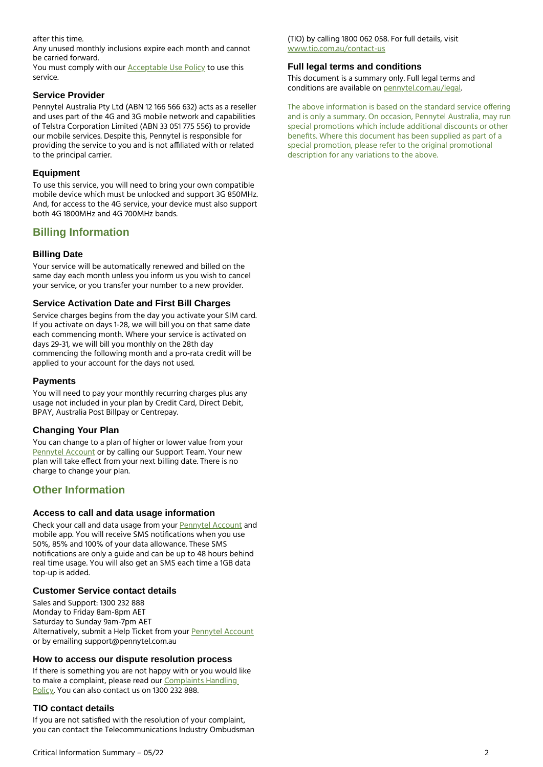after this time.
Any unused monthly inclusions expire each month and cannot be carried forward.
You must comply with our Acceptable Use Policy to use this service.

### Service Provider

Pennytel Australia Pty Ltd (ABN 12 166 566 632) acts as a reseller and uses part of the 4G and 3G mobile network and capabilities of Telstra Corporation Limited (ABN 33 051 775 556) to provide our mobile services. Despite this, Pennytel is responsible for providing the service to you and is not affiliated with or related to the principal carrier.

### Equipment

To use this service, you will need to bring your own compatible mobile device which must be unlocked and support 3G 850MHz. And, for access to the 4G service, your device must also support both 4G 1800MHz and 4G 700MHz bands.

## Billing Information

### Billing Date

Your service will be automatically renewed and billed on the same day each month unless you inform us you wish to cancel your service, or you transfer your number to a new provider.

### Service Activation Date and First Bill Charges

Service charges begins from the day you activate your SIM card. If you activate on days 1-28, we will bill you on that same date each commencing month. Where your service is activated on days 29-31, we will bill you monthly on the 28th day commencing the following month and a pro-rata credit will be applied to your account for the days not used.

### Payments

You will need to pay your monthly recurring charges plus any usage not included in your plan by Credit Card, Direct Debit, BPAY, Australia Post Billpay or Centrepay.

### Changing Your Plan

You can change to a plan of higher or lower value from your Pennytel Account or by calling our Support Team. Your new plan will take effect from your next billing date. There is no charge to change your plan.

## Other Information

### Access to call and data usage information

Check your call and data usage from your Pennytel Account and mobile app. You will receive SMS notifications when you use 50%, 85% and 100% of your data allowance. These SMS notifications are only a guide and can be up to 48 hours behind real time usage. You will also get an SMS each time a 1GB data top-up is added.

### Customer Service contact details

Sales and Support: 1300 232 888
Monday to Friday 8am-8pm AET
Saturday to Sunday 9am-7pm AET
Alternatively, submit a Help Ticket from your Pennytel Account or by emailing support@pennytel.com.au

### How to access our dispute resolution process

If there is something you are not happy with or you would like to make a complaint, please read our Complaints Handling Policy. You can also contact us on 1300 232 888.

### TIO contact details

If you are not satisfied with the resolution of your complaint, you can contact the Telecommunications Industry Ombudsman (TIO) by calling 1800 062 058. For full details, visit www.tio.com.au/contact-us

### Full legal terms and conditions

This document is a summary only. Full legal terms and conditions are available on pennytel.com.au/legal.

The above information is based on the standard service offering and is only a summary. On occasion, Pennytel Australia, may run special promotions which include additional discounts or other benefits. Where this document has been supplied as part of a special promotion, please refer to the original promotional description for any variations to the above.